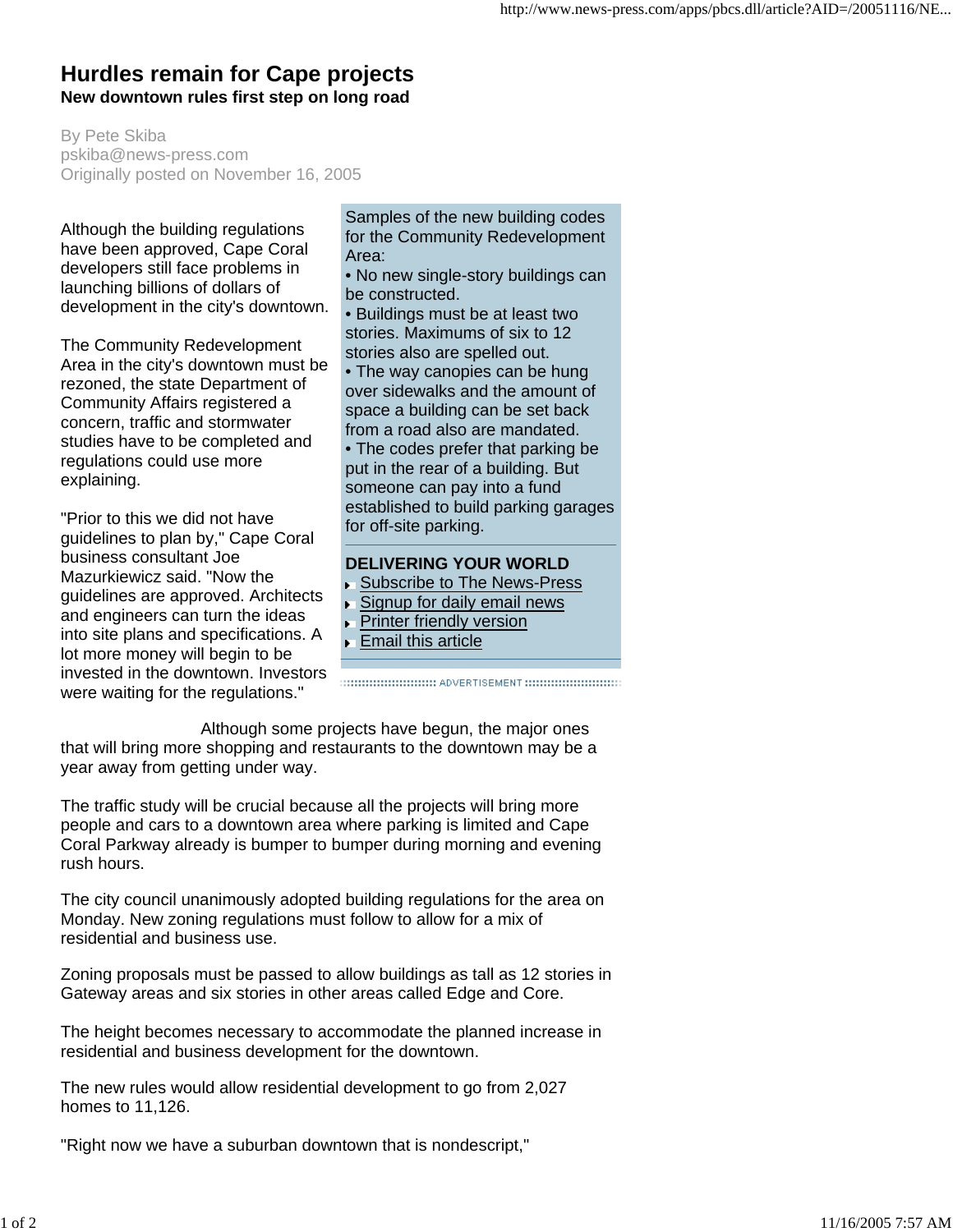# Hurdles remain for Cape projects

**New downtown rules first step on long road**

By Pete Skiba
pskiba@news-press.com
Originally posted on November 16, 2005

Although the building regulations have been approved, Cape Coral developers still face problems in launching billions of dollars of development in the city's downtown.

The Community Redevelopment Area in the city's downtown must be rezoned, the state Department of Community Affairs registered a concern, traffic and stormwater studies have to be completed and regulations could use more explaining.

"Prior to this we did not have guidelines to plan by," Cape Coral business consultant Joe Mazurkiewicz said. "Now the guidelines are approved. Architects and engineers can turn the ideas into site plans and specifications. A lot more money will begin to be invested in the downtown. Investors were waiting for the regulations."

Samples of the new building codes for the Community Redevelopment Area:

- No new single-story buildings can be constructed.
- Buildings must be at least two stories. Maximums of six to 12 stories also are spelled out.
- The way canopies can be hung over sidewalks and the amount of space a building can be set back from a road also are mandated.
- The codes prefer that parking be put in the rear of a building. But someone can pay into a fund established to build parking garages for off-site parking.

**DELIVERING YOUR WORLD**

- Subscribe to The News-Press
- Signup for daily email news
- Printer friendly version
- Email this article

Although some projects have begun, the major ones that will bring more shopping and restaurants to the downtown may be a year away from getting under way.

The traffic study will be crucial because all the projects will bring more people and cars to a downtown area where parking is limited and Cape Coral Parkway already is bumper to bumper during morning and evening rush hours.

The city council unanimously adopted building regulations for the area on Monday. New zoning regulations must follow to allow for a mix of residential and business use.

Zoning proposals must be passed to allow buildings as tall as 12 stories in Gateway areas and six stories in other areas called Edge and Core.

The height becomes necessary to accommodate the planned increase in residential and business development for the downtown.

The new rules would allow residential development to go from 2,027 homes to 11,126.

"Right now we have a suburban downtown that is nondescript,"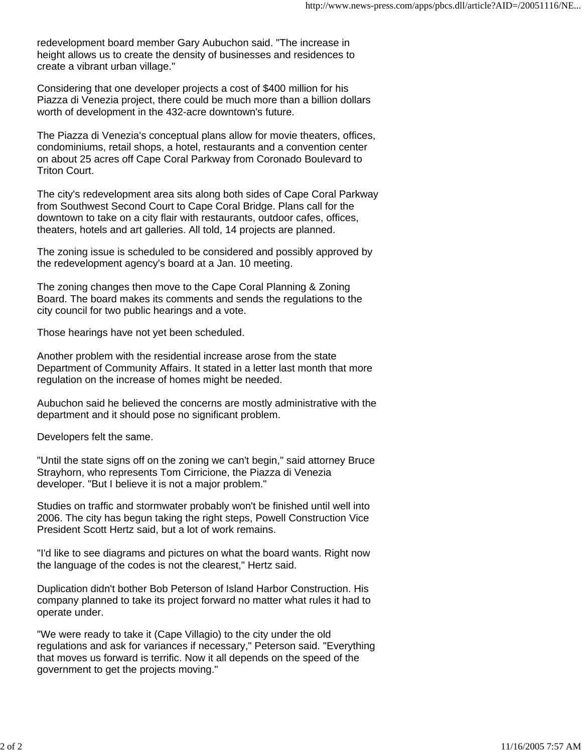redevelopment board member Gary Aubuchon said. "The increase in height allows us to create the density of businesses and residences to create a vibrant urban village."

Considering that one developer projects a cost of $400 million for his Piazza di Venezia project, there could be much more than a billion dollars worth of development in the 432-acre downtown's future.

The Piazza di Venezia's conceptual plans allow for movie theaters, offices, condominiums, retail shops, a hotel, restaurants and a convention center on about 25 acres off Cape Coral Parkway from Coronado Boulevard to Triton Court.

The city's redevelopment area sits along both sides of Cape Coral Parkway from Southwest Second Court to Cape Coral Bridge. Plans call for the downtown to take on a city flair with restaurants, outdoor cafes, offices, theaters, hotels and art galleries. All told, 14 projects are planned.

The zoning issue is scheduled to be considered and possibly approved by the redevelopment agency's board at a Jan. 10 meeting.

The zoning changes then move to the Cape Coral Planning & Zoning Board. The board makes its comments and sends the regulations to the city council for two public hearings and a vote.

Those hearings have not yet been scheduled.

Another problem with the residential increase arose from the state Department of Community Affairs. It stated in a letter last month that more regulation on the increase of homes might be needed.

Aubuchon said he believed the concerns are mostly administrative with the department and it should pose no significant problem.

Developers felt the same.

"Until the state signs off on the zoning we can't begin," said attorney Bruce Strayhorn, who represents Tom Cirricione, the Piazza di Venezia developer. "But I believe it is not a major problem."

Studies on traffic and stormwater probably won't be finished until well into 2006. The city has begun taking the right steps, Powell Construction Vice President Scott Hertz said, but a lot of work remains.

"I'd like to see diagrams and pictures on what the board wants. Right now the language of the codes is not the clearest," Hertz said.

Duplication didn't bother Bob Peterson of Island Harbor Construction. His company planned to take its project forward no matter what rules it had to operate under.

"We were ready to take it (Cape Villagio) to the city under the old regulations and ask for variances if necessary," Peterson said. "Everything that moves us forward is terrific. Now it all depends on the speed of the government to get the projects moving."